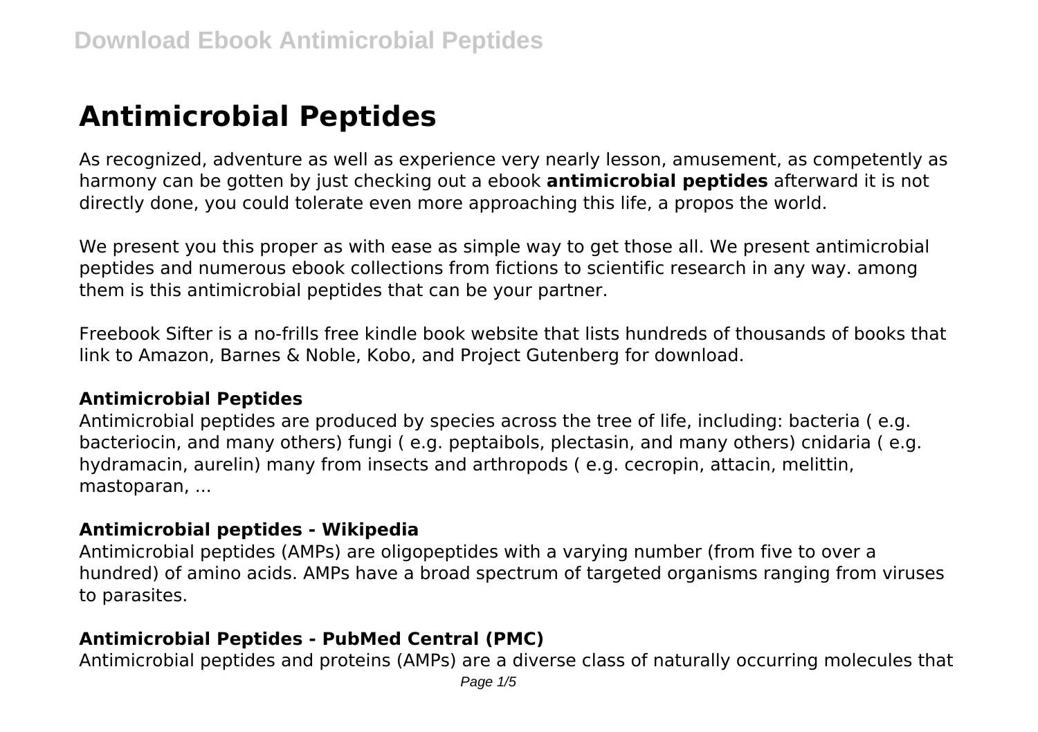# Antimicrobial Peptides

As recognized, adventure as well as experience very nearly lesson, amusement, as competently as harmony can be gotten by just checking out a ebook **antimicrobial peptides** afterward it is not directly done, you could tolerate even more approaching this life, a propos the world.

We present you this proper as with ease as simple way to get those all. We present antimicrobial peptides and numerous ebook collections from fictions to scientific research in any way. among them is this antimicrobial peptides that can be your partner.

Freebook Sifter is a no-frills free kindle book website that lists hundreds of thousands of books that link to Amazon, Barnes & Noble, Kobo, and Project Gutenberg for download.

### Antimicrobial Peptides

Antimicrobial peptides are produced by species across the tree of life, including: bacteria ( e.g. bacteriocin, and many others) fungi ( e.g. peptaibols, plectasin, and many others) cnidaria ( e.g. hydramacin, aurelin) many from insects and arthropods ( e.g. cecropin, attacin, melittin, mastoparan, ...

### Antimicrobial peptides - Wikipedia

Antimicrobial peptides (AMPs) are oligopeptides with a varying number (from five to over a hundred) of amino acids. AMPs have a broad spectrum of targeted organisms ranging from viruses to parasites.

### Antimicrobial Peptides - PubMed Central (PMC)

Antimicrobial peptides and proteins (AMPs) are a diverse class of naturally occurring molecules that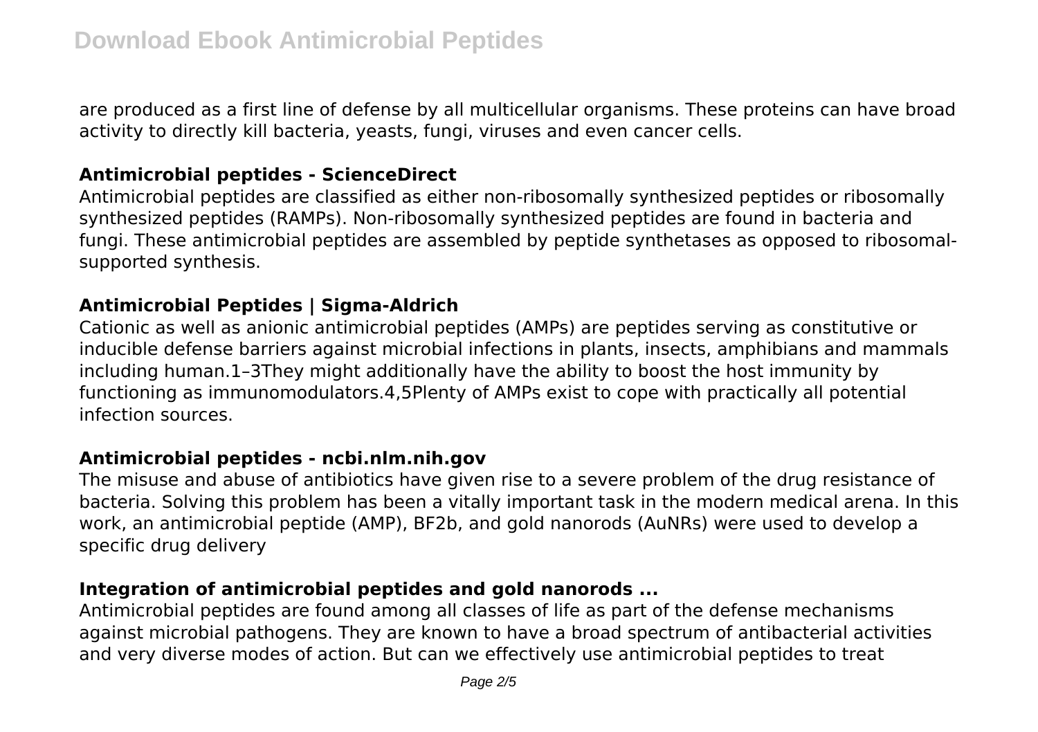are produced as a first line of defense by all multicellular organisms. These proteins can have broad activity to directly kill bacteria, yeasts, fungi, viruses and even cancer cells.

### Antimicrobial peptides - ScienceDirect

Antimicrobial peptides are classified as either non-ribosomally synthesized peptides or ribosomally synthesized peptides (RAMPs). Non-ribosomally synthesized peptides are found in bacteria and fungi. These antimicrobial peptides are assembled by peptide synthetases as opposed to ribosomal-supported synthesis.

### Antimicrobial Peptides | Sigma-Aldrich

Cationic as well as anionic antimicrobial peptides (AMPs) are peptides serving as constitutive or inducible defense barriers against microbial infections in plants, insects, amphibians and mammals including human.1–3They might additionally have the ability to boost the host immunity by functioning as immunomodulators.4,5Plenty of AMPs exist to cope with practically all potential infection sources.

### Antimicrobial peptides - ncbi.nlm.nih.gov

The misuse and abuse of antibiotics have given rise to a severe problem of the drug resistance of bacteria. Solving this problem has been a vitally important task in the modern medical arena. In this work, an antimicrobial peptide (AMP), BF2b, and gold nanorods (AuNRs) were used to develop a specific drug delivery

### Integration of antimicrobial peptides and gold nanorods ...

Antimicrobial peptides are found among all classes of life as part of the defense mechanisms against microbial pathogens. They are known to have a broad spectrum of antibacterial activities and very diverse modes of action. But can we effectively use antimicrobial peptides to treat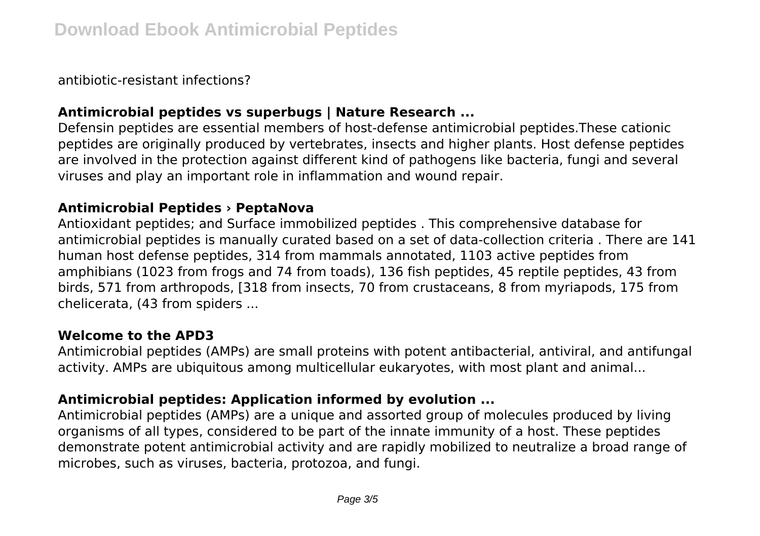antibiotic-resistant infections?

### Antimicrobial peptides vs superbugs | Nature Research ...

Defensin peptides are essential members of host-defense antimicrobial peptides.These cationic peptides are originally produced by vertebrates, insects and higher plants. Host defense peptides are involved in the protection against different kind of pathogens like bacteria, fungi and several viruses and play an important role in inflammation and wound repair.

### Antimicrobial Peptides › PeptaNova

Antioxidant peptides; and Surface immobilized peptides . This comprehensive database for antimicrobial peptides is manually curated based on a set of data-collection criteria . There are 141 human host defense peptides, 314 from mammals annotated, 1103 active peptides from amphibians (1023 from frogs and 74 from toads), 136 fish peptides, 45 reptile peptides, 43 from birds, 571 from arthropods, [318 from insects, 70 from crustaceans, 8 from myriapods, 175 from chelicerata, (43 from spiders ...

### Welcome to the APD3

Antimicrobial peptides (AMPs) are small proteins with potent antibacterial, antiviral, and antifungal activity. AMPs are ubiquitous among multicellular eukaryotes, with most plant and animal...

### Antimicrobial peptides: Application informed by evolution ...

Antimicrobial peptides (AMPs) are a unique and assorted group of molecules produced by living organisms of all types, considered to be part of the innate immunity of a host. These peptides demonstrate potent antimicrobial activity and are rapidly mobilized to neutralize a broad range of microbes, such as viruses, bacteria, protozoa, and fungi.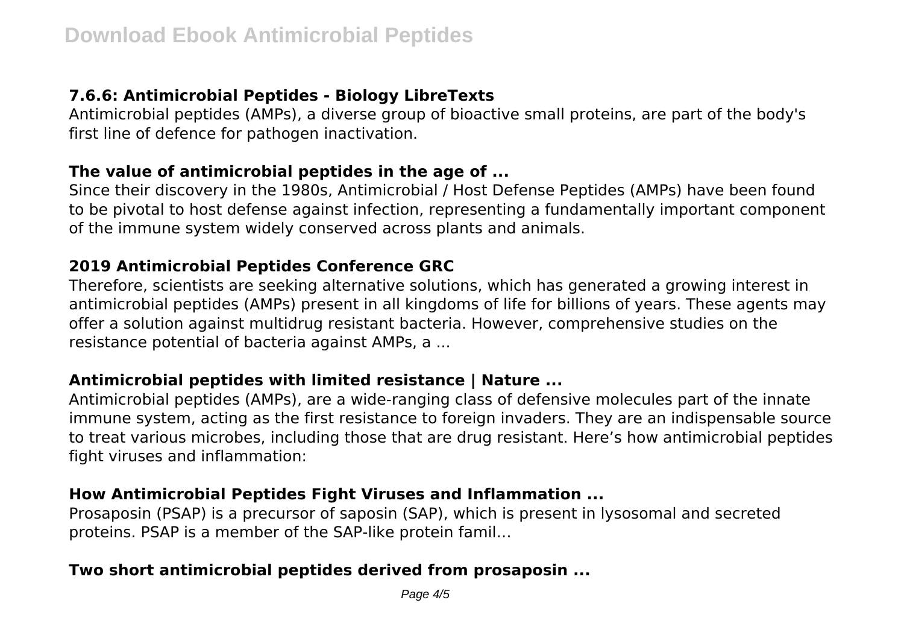### 7.6.6: Antimicrobial Peptides - Biology LibreTexts

Antimicrobial peptides (AMPs), a diverse group of bioactive small proteins, are part of the body's first line of defence for pathogen inactivation.

### The value of antimicrobial peptides in the age of ...

Since their discovery in the 1980s, Antimicrobial / Host Defense Peptides (AMPs) have been found to be pivotal to host defense against infection, representing a fundamentally important component of the immune system widely conserved across plants and animals.

### 2019 Antimicrobial Peptides Conference GRC

Therefore, scientists are seeking alternative solutions, which has generated a growing interest in antimicrobial peptides (AMPs) present in all kingdoms of life for billions of years. These agents may offer a solution against multidrug resistant bacteria. However, comprehensive studies on the resistance potential of bacteria against AMPs, a ...

### Antimicrobial peptides with limited resistance | Nature ...

Antimicrobial peptides (AMPs), are a wide-ranging class of defensive molecules part of the innate immune system, acting as the first resistance to foreign invaders. They are an indispensable source to treat various microbes, including those that are drug resistant. Here's how antimicrobial peptides fight viruses and inflammation:

### How Antimicrobial Peptides Fight Viruses and Inflammation ...

Prosaposin (PSAP) is a precursor of saposin (SAP), which is present in lysosomal and secreted proteins. PSAP is a member of the SAP-like protein famil...

### Two short antimicrobial peptides derived from prosaposin ...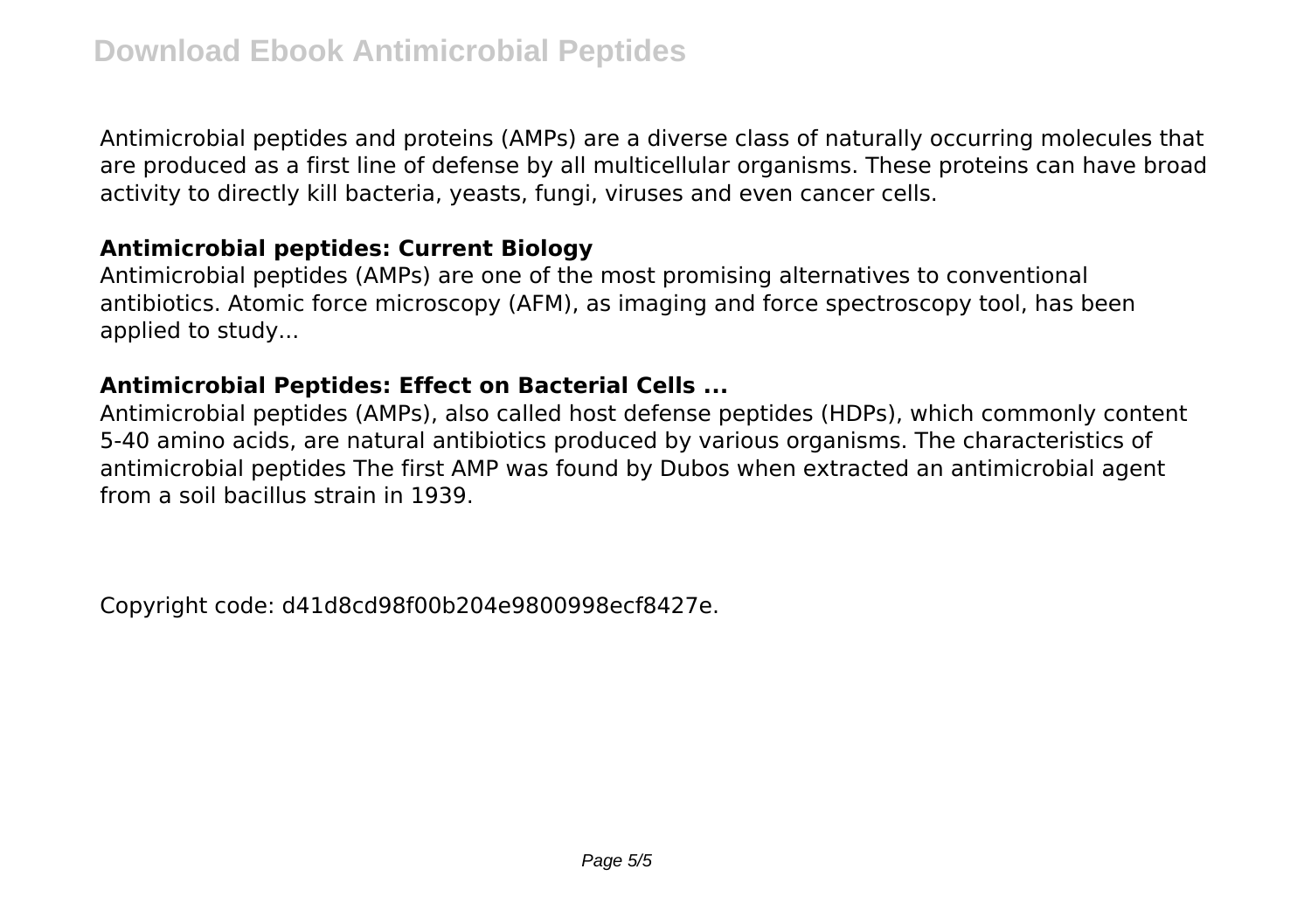Antimicrobial peptides and proteins (AMPs) are a diverse class of naturally occurring molecules that are produced as a first line of defense by all multicellular organisms. These proteins can have broad activity to directly kill bacteria, yeasts, fungi, viruses and even cancer cells.

**Antimicrobial peptides: Current Biology**

Antimicrobial peptides (AMPs) are one of the most promising alternatives to conventional antibiotics. Atomic force microscopy (AFM), as imaging and force spectroscopy tool, has been applied to study...

**Antimicrobial Peptides: Effect on Bacterial Cells ...**

Antimicrobial peptides (AMPs), also called host defense peptides (HDPs), which commonly content 5-40 amino acids, are natural antibiotics produced by various organisms. The characteristics of antimicrobial peptides The first AMP was found by Dubos when extracted an antimicrobial agent from a soil bacillus strain in 1939.

Copyright code: d41d8cd98f00b204e9800998ecf8427e.